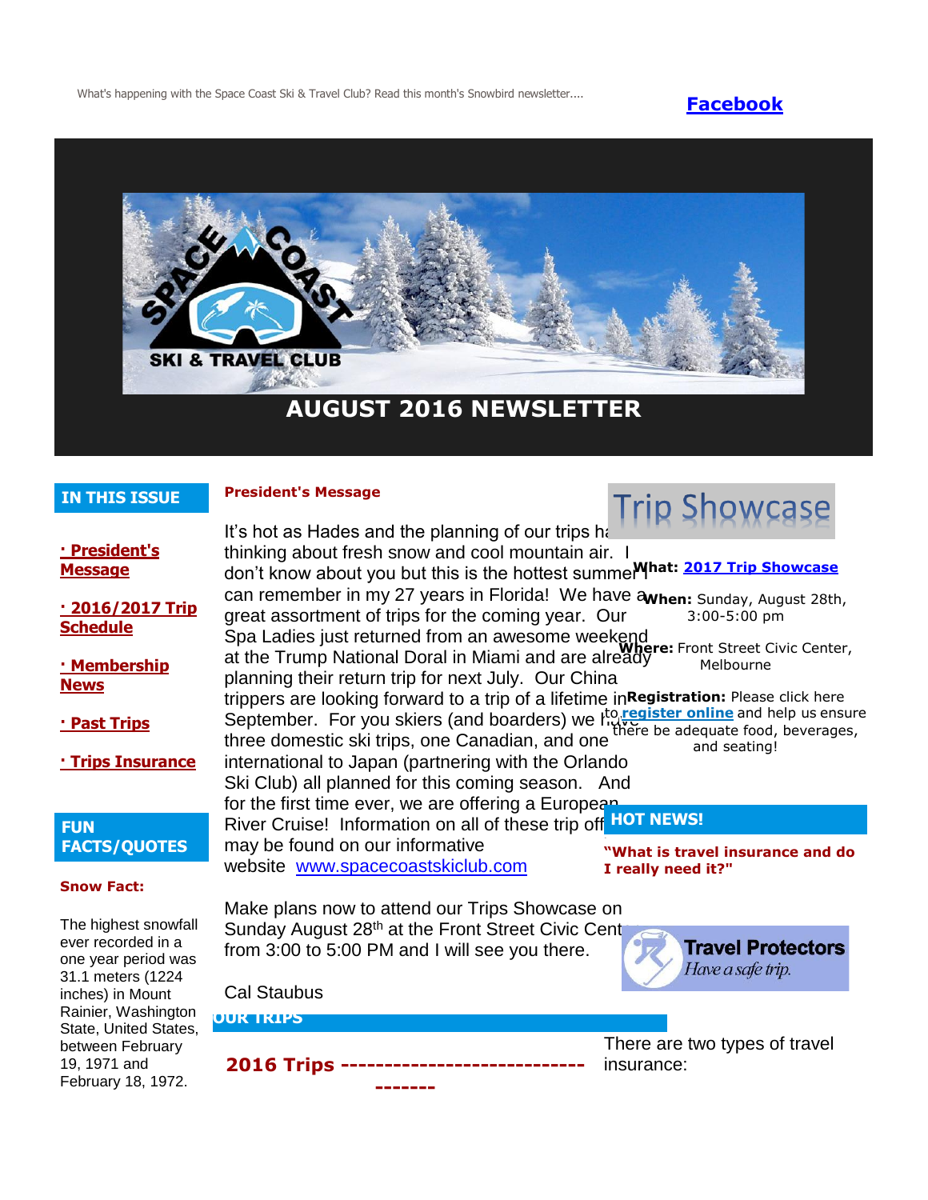What's happening with the Space Coast Ski & Travel Club? Read this month's Snowbird newsletter....

**Facebook**

SPACE COAST SKI & TRAVEL CLUB

# AUGUST 2016 NEWSLETTER

## IN THIS ISSUE

- · President's Message
- · 2016/2017 Trip Schedule
- · Membership News
- · Past Trips
- · Trips Insurance

## FUN FACTS/QUOTES

**Snow Fact:**

The highest snowfall ever recorded in a one year period was 31.1 meters (1224 inches) in Mount Rainier, Washington State, United States, between February 19, 1971 and February 18, 1972.

## President's Message

It's hot as Hades and the planning of our trips has me thinking about fresh snow and cool mountain air. I don't know about you but this is the hottest summer I can remember in my 27 years in Florida! We have a great assortment of trips for the coming year. Our Spa Ladies just returned from an awesome weekend at the Trump National Doral in Miami and are already planning their return trip for next July. Our China trippers are looking forward to a trip of a lifetime in September. For you skiers (and boarders) we have three domestic ski trips, one Canadian, and one international to Japan (partnering with the Orlando Ski Club) all planned for this coming season. And for the first time ever, we are offering a European River Cruise! Information on all of these trip offerings may be found on our informative website www.spacecoastskiclub.com

Make plans now to attend our Trips Showcase on Sunday August 28th at the Front Street Civic Center from 3:00 to 5:00 PM and I will see you there.

Cal Staubus

## Trip Showcase

**What:** 2017 Trip Showcase

**When:** Sunday, August 28th, 3:00-5:00 pm

**Where:** Front Street Civic Center, Melbourne

**Registration:** Please click here to register online and help us ensure there be adequate food, beverages, and seating!

## HOT NEWS!

**"What is travel insurance and do I really need it?"**

Travel Protectors *Have a safe trip.*

There are two types of travel insurance:

## OUR TRIPS

**2016 Trips -----------------------------------**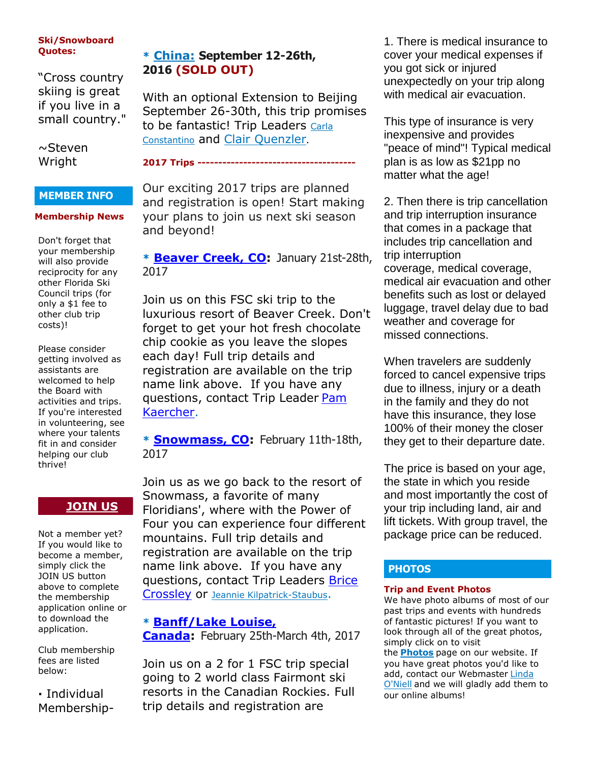**Ski/Snowboard Quotes:**

"Cross country skiing is great if you live in a small country."

~Steven Wright

## MEMBER INFO

**Membership News**

Don't forget that your membership will also provide reciprocity for any other Florida Ski Council trips (for only a $1 fee to other club trip costs)!

Please consider getting involved as assistants are welcomed to help the Board with activities and trips. If you're interested in volunteering, see where your talents fit in and consider helping our club thrive!

**JOIN US**

Not a member yet? If you would like to become a member, simply click the JOIN US button above to complete the membership application online or to download the application.

Club membership fees are listed below:

- Individual Membership-

**\* China: September 12-26th, 2016 (SOLD OUT)**

With an optional Extension to Beijing September 26-30th, this trip promises to be fantastic! Trip Leaders Carla Constantino and Clair Quenzler.

**2017 Trips -------------------------------------**

Our exciting 2017 trips are planned and registration is open! Start making your plans to join us next ski season and beyond!

**\* Beaver Creek, CO:** January 21st-28th, 2017

Join us on this FSC ski trip to the luxurious resort of Beaver Creek. Don't forget to get your hot fresh chocolate chip cookie as you leave the slopes each day! Full trip details and registration are available on the trip name link above. If you have any questions, contact Trip Leader Pam Kaercher.

**\* Snowmass, CO:** February 11th-18th, 2017

Join us as we go back to the resort of Snowmass, a favorite of many Floridians', where with the Power of Four you can experience four different mountains. Full trip details and registration are available on the trip name link above. If you have any questions, contact Trip Leaders Brice Crossley or Jeannie Kilpatrick-Staubus.

**\* Banff/Lake Louise, Canada:** February 25th-March 4th, 2017

Join us on a 2 for 1 FSC trip special going to 2 world class Fairmont ski resorts in the Canadian Rockies. Full trip details and registration are

1. There is medical insurance to cover your medical expenses if you got sick or injured unexpectedly on your trip along with medical air evacuation.

This type of insurance is very inexpensive and provides "peace of mind"! Typical medical plan is as low as $21pp no matter what the age!

2. Then there is trip cancellation and trip interruption insurance that comes in a package that includes trip cancellation and trip interruption coverage, medical coverage, medical air evacuation and other benefits such as lost or delayed luggage, travel delay due to bad weather and coverage for missed connections.

When travelers are suddenly forced to cancel expensive trips due to illness, injury or a death in the family and they do not have this insurance, they lose 100% of their money the closer they get to their departure date.

The price is based on your age, the state in which you reside and most importantly the cost of your trip including land, air and lift tickets. With group travel, the package price can be reduced.

## PHOTOS

**Trip and Event Photos**

We have photo albums of most of our past trips and events with hundreds of fantastic pictures! If you want to look through all of the great photos, simply click on to visit the **Photos** page on our website. If you have great photos you'd like to add, contact our Webmaster Linda O'Niell and we will gladly add them to our online albums!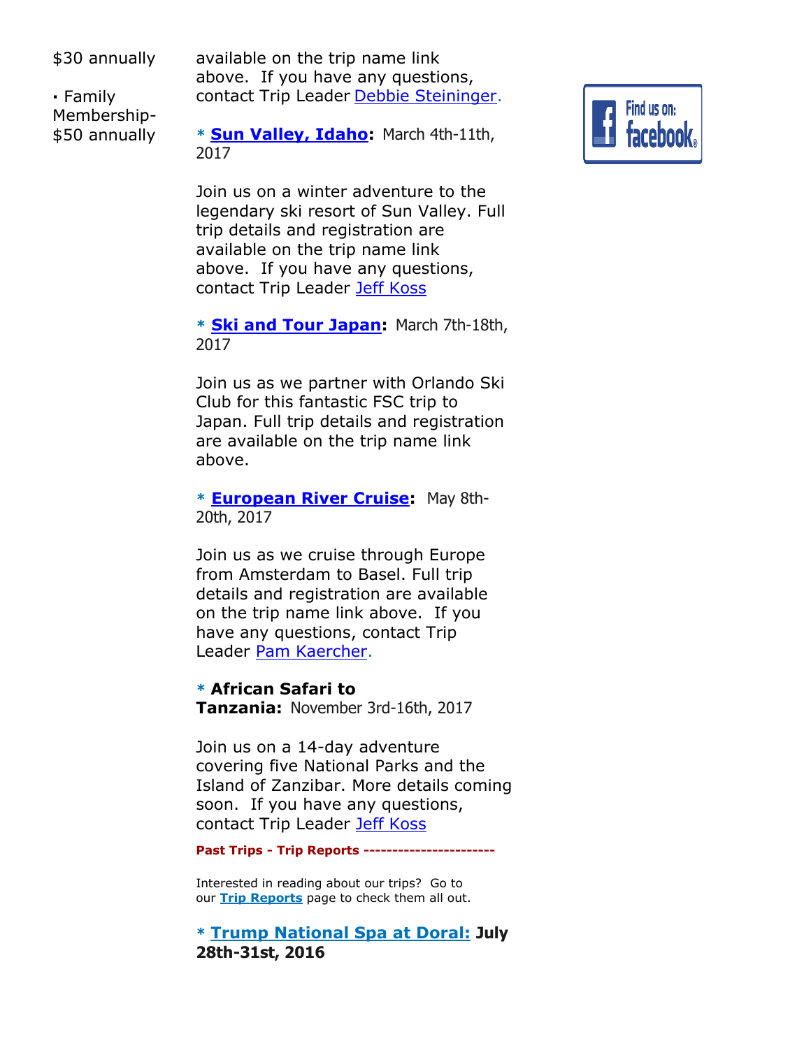$30 annually

- Family Membership- $50 annually

available on the trip name link above. If you have any questions, contact Trip Leader Debbie Steininger.

**Find us on: facebook**

* **Sun Valley, Idaho:** March 4th-11th, 2017

Join us on a winter adventure to the legendary ski resort of Sun Valley. Full trip details and registration are available on the trip name link above. If you have any questions, contact Trip Leader Jeff Koss

* **Ski and Tour Japan:** March 7th-18th, 2017

Join us as we partner with Orlando Ski Club for this fantastic FSC trip to Japan. Full trip details and registration are available on the trip name link above.

* **European River Cruise:** May 8th-20th, 2017

Join us as we cruise through Europe from Amsterdam to Basel. Full trip details and registration are available on the trip name link above. If you have any questions, contact Trip Leader Pam Kaercher.

* **African Safari to Tanzania:** November 3rd-16th, 2017

Join us on a 14-day adventure covering five National Parks and the Island of Zanzibar. More details coming soon. If you have any questions, contact Trip Leader Jeff Koss

**Past Trips - Trip Reports ----------------------**

Interested in reading about our trips? Go to our **Trip Reports** page to check them all out.

* **Trump National Spa at Doral: July 28th-31st, 2016**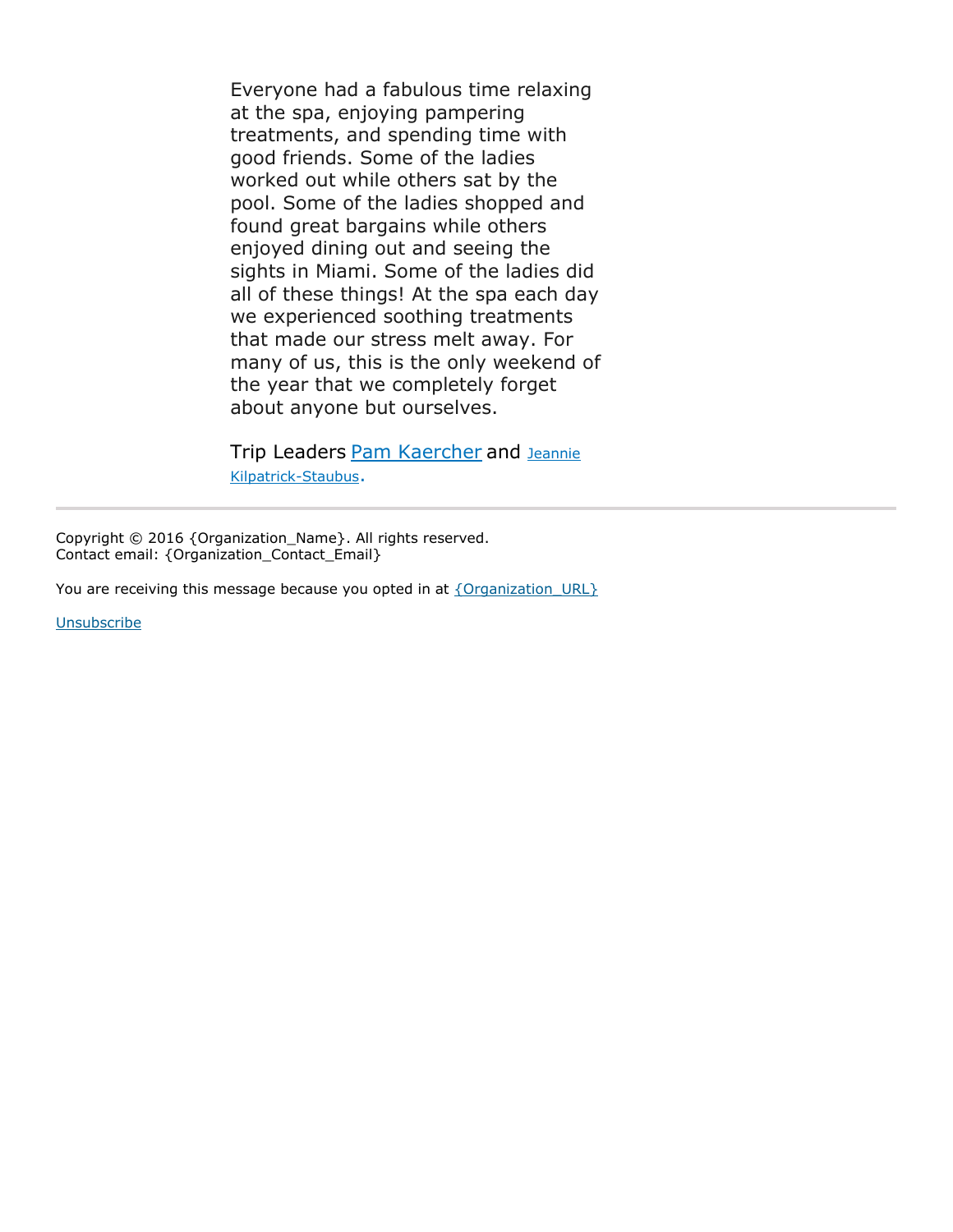Everyone had a fabulous time relaxing at the spa, enjoying pampering treatments, and spending time with good friends. Some of the ladies worked out while others sat by the pool. Some of the ladies shopped and found great bargains while others enjoyed dining out and seeing the sights in Miami. Some of the ladies did all of these things! At the spa each day we experienced soothing treatments that made our stress melt away. For many of us, this is the only weekend of the year that we completely forget about anyone but ourselves.

Trip Leaders Pam Kaercher and Jeannie Kilpatrick-Staubus.

---

Copyright © 2016 {Organization_Name}. All rights reserved.
Contact email: {Organization_Contact_Email}

You are receiving this message because you opted in at {Organization_URL}

Unsubscribe